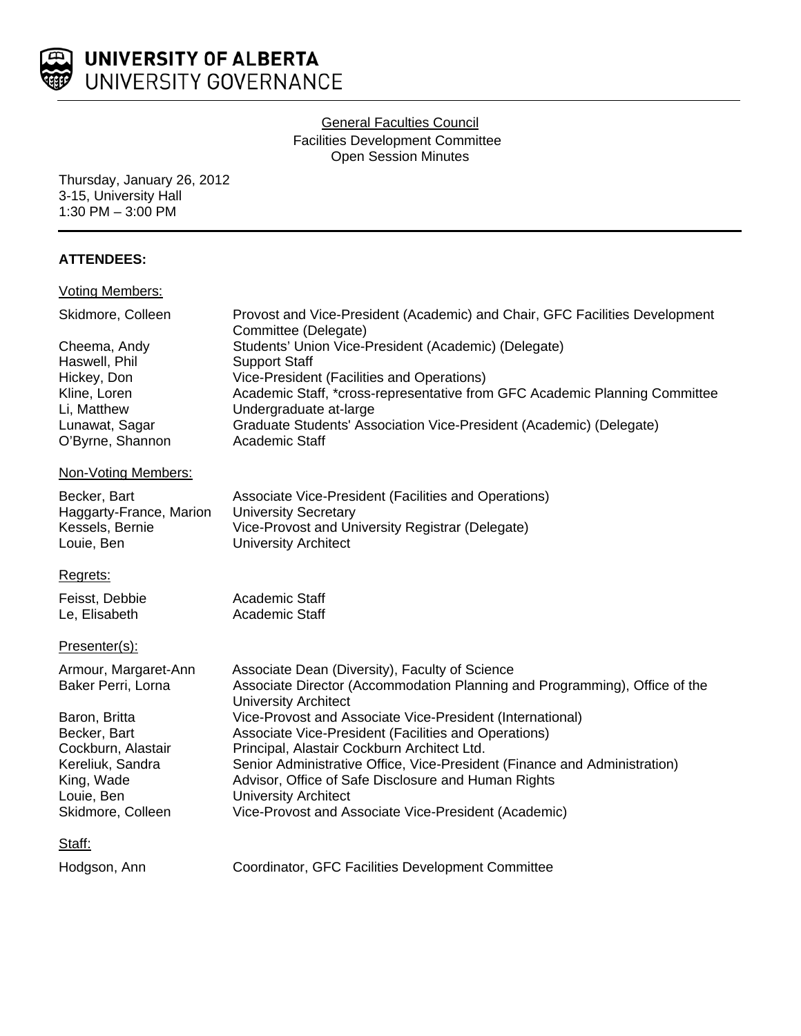**UNIVERSITY OF ALBERTA**
UNIVERSITY GOVERNANCE

General Faculties Council
Facilities Development Committee
Open Session Minutes

Thursday, January 26, 2012
3-15, University Hall
1:30 PM – 3:00 PM

**ATTENDEES:**

Voting Members:

| | |
|---|---|
| Skidmore, Colleen | Provost and Vice-President (Academic) and Chair, GFC Facilities Development Committee (Delegate) |
| Cheema, Andy | Students' Union Vice-President (Academic) (Delegate) |
| Haswell, Phil | Support Staff |
| Hickey, Don | Vice-President (Facilities and Operations) |
| Kline, Loren | Academic Staff, *cross-representative from GFC Academic Planning Committee |
| Li, Matthew | Undergraduate at-large |
| Lunawat, Sagar | Graduate Students' Association Vice-President (Academic) (Delegate) |
| O'Byrne, Shannon | Academic Staff |

Non-Voting Members:

| | |
|---|---|
| Becker, Bart | Associate Vice-President (Facilities and Operations) |
| Haggarty-France, Marion | University Secretary |
| Kessels, Bernie | Vice-Provost and University Registrar (Delegate) |
| Louie, Ben | University Architect |

Regrets:

| | |
|---|---|
| Feisst, Debbie | Academic Staff |
| Le, Elisabeth | Academic Staff |

Presenter(s):

| | |
|---|---|
| Armour, Margaret-Ann | Associate Dean (Diversity), Faculty of Science |
| Baker Perri, Lorna | Associate Director (Accommodation Planning and Programming), Office of the University Architect |
| Baron, Britta | Vice-Provost and Associate Vice-President (International) |
| Becker, Bart | Associate Vice-President (Facilities and Operations) |
| Cockburn, Alastair | Principal, Alastair Cockburn Architect Ltd. |
| Kereliuk, Sandra | Senior Administrative Office, Vice-President (Finance and Administration) |
| King, Wade | Advisor, Office of Safe Disclosure and Human Rights |
| Louie, Ben | University Architect |
| Skidmore, Colleen | Vice-Provost and Associate Vice-President (Academic) |

Staff:

| | |
|---|---|
| Hodgson, Ann | Coordinator, GFC Facilities Development Committee |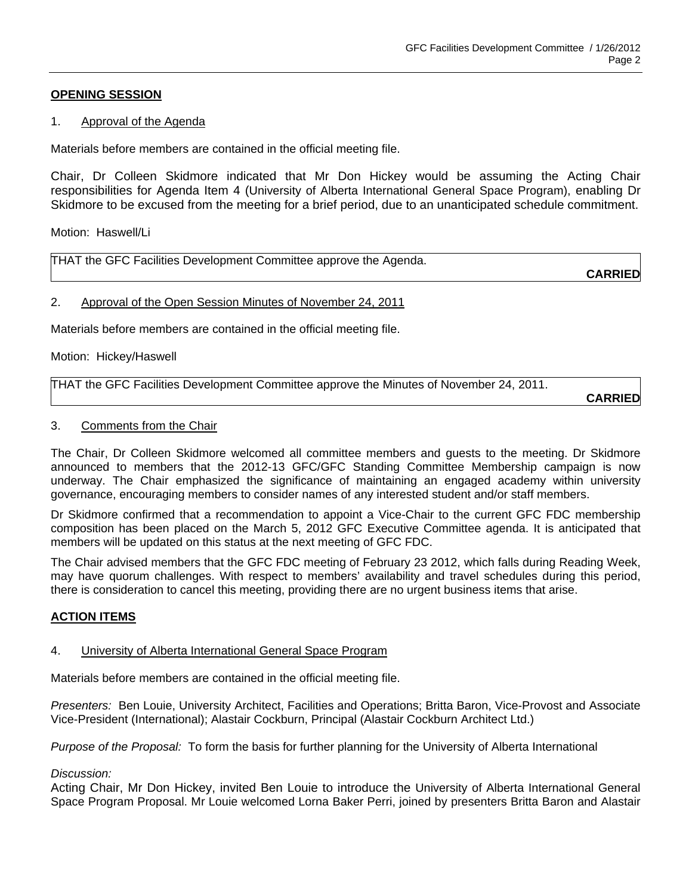## OPENING SESSION

1. Approval of the Agenda

Materials before members are contained in the official meeting file.

Chair, Dr Colleen Skidmore indicated that Mr Don Hickey would be assuming the Acting Chair responsibilities for Agenda Item 4 (University of Alberta International General Space Program), enabling Dr Skidmore to be excused from the meeting for a brief period, due to an unanticipated schedule commitment.

Motion: Haswell/Li

THAT the GFC Facilities Development Committee approve the Agenda.

**CARRIED**

2. Approval of the Open Session Minutes of November 24, 2011

Materials before members are contained in the official meeting file.

Motion: Hickey/Haswell

THAT the GFC Facilities Development Committee approve the Minutes of November 24, 2011.

**CARRIED**

3. Comments from the Chair

The Chair, Dr Colleen Skidmore welcomed all committee members and guests to the meeting. Dr Skidmore announced to members that the 2012-13 GFC/GFC Standing Committee Membership campaign is now underway. The Chair emphasized the significance of maintaining an engaged academy within university governance, encouraging members to consider names of any interested student and/or staff members.

Dr Skidmore confirmed that a recommendation to appoint a Vice-Chair to the current GFC FDC membership composition has been placed on the March 5, 2012 GFC Executive Committee agenda. It is anticipated that members will be updated on this status at the next meeting of GFC FDC.

The Chair advised members that the GFC FDC meeting of February 23 2012, which falls during Reading Week, may have quorum challenges. With respect to members' availability and travel schedules during this period, there is consideration to cancel this meeting, providing there are no urgent business items that arise.

## ACTION ITEMS

4. University of Alberta International General Space Program

Materials before members are contained in the official meeting file.

*Presenters:* Ben Louie, University Architect, Facilities and Operations; Britta Baron, Vice-Provost and Associate Vice-President (International); Alastair Cockburn, Principal (Alastair Cockburn Architect Ltd.)

*Purpose of the Proposal:* To form the basis for further planning for the University of Alberta International

*Discussion:*
Acting Chair, Mr Don Hickey, invited Ben Louie to introduce the University of Alberta International General Space Program Proposal. Mr Louie welcomed Lorna Baker Perri, joined by presenters Britta Baron and Alastair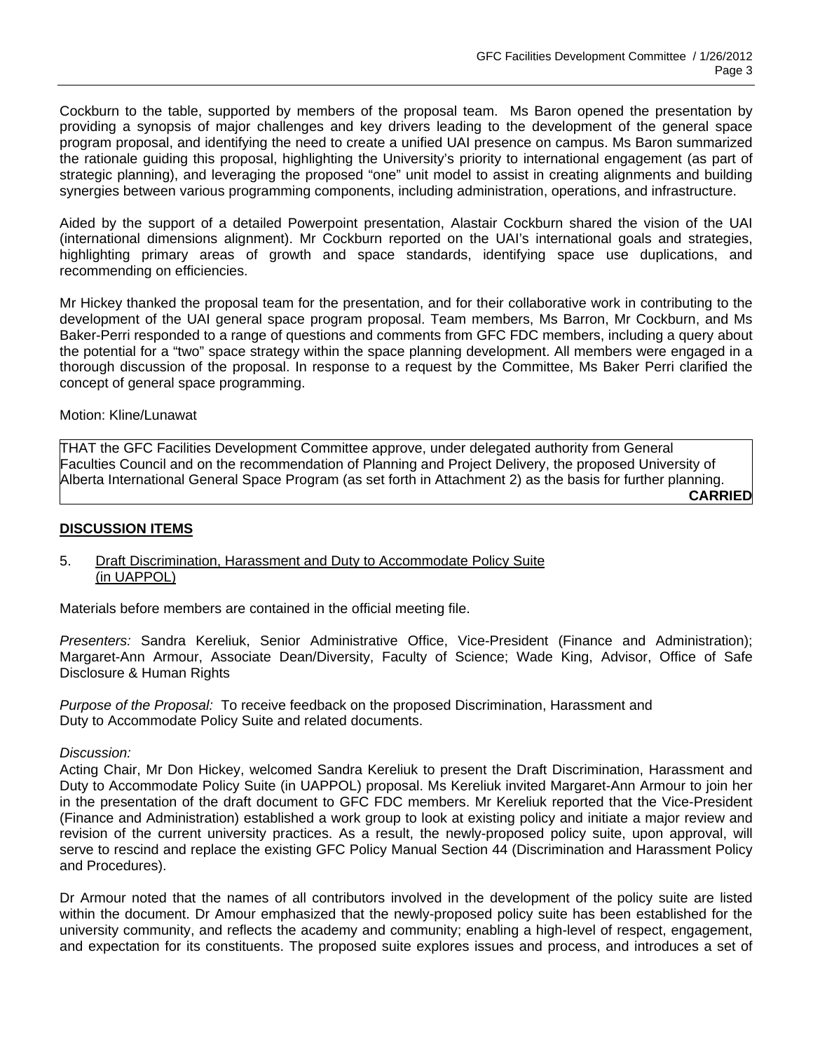Cockburn to the table, supported by members of the proposal team. Ms Baron opened the presentation by providing a synopsis of major challenges and key drivers leading to the development of the general space program proposal, and identifying the need to create a unified UAI presence on campus. Ms Baron summarized the rationale guiding this proposal, highlighting the University's priority to international engagement (as part of strategic planning), and leveraging the proposed "one" unit model to assist in creating alignments and building synergies between various programming components, including administration, operations, and infrastructure.

Aided by the support of a detailed Powerpoint presentation, Alastair Cockburn shared the vision of the UAI (international dimensions alignment). Mr Cockburn reported on the UAI's international goals and strategies, highlighting primary areas of growth and space standards, identifying space use duplications, and recommending on efficiencies.

Mr Hickey thanked the proposal team for the presentation, and for their collaborative work in contributing to the development of the UAI general space program proposal. Team members, Ms Barron, Mr Cockburn, and Ms Baker-Perri responded to a range of questions and comments from GFC FDC members, including a query about the potential for a "two" space strategy within the space planning development. All members were engaged in a thorough discussion of the proposal. In response to a request by the Committee, Ms Baker Perri clarified the concept of general space programming.

Motion: Kline/Lunawat

THAT the GFC Facilities Development Committee approve, under delegated authority from General Faculties Council and on the recommendation of Planning and Project Delivery, the proposed University of Alberta International General Space Program (as set forth in Attachment 2) as the basis for further planning.

**CARRIED**

## DISCUSSION ITEMS

5. Draft Discrimination, Harassment and Duty to Accommodate Policy Suite (in UAPPOL)

Materials before members are contained in the official meeting file.

*Presenters:* Sandra Kereliuk, Senior Administrative Office, Vice-President (Finance and Administration); Margaret-Ann Armour, Associate Dean/Diversity, Faculty of Science; Wade King, Advisor, Office of Safe Disclosure & Human Rights

*Purpose of the Proposal:* To receive feedback on the proposed Discrimination, Harassment and Duty to Accommodate Policy Suite and related documents.

*Discussion:*

Acting Chair, Mr Don Hickey, welcomed Sandra Kereliuk to present the Draft Discrimination, Harassment and Duty to Accommodate Policy Suite (in UAPPOL) proposal. Ms Kereliuk invited Margaret-Ann Armour to join her in the presentation of the draft document to GFC FDC members. Mr Kereliuk reported that the Vice-President (Finance and Administration) established a work group to look at existing policy and initiate a major review and revision of the current university practices. As a result, the newly-proposed policy suite, upon approval, will serve to rescind and replace the existing GFC Policy Manual Section 44 (Discrimination and Harassment Policy and Procedures).

Dr Armour noted that the names of all contributors involved in the development of the policy suite are listed within the document. Dr Amour emphasized that the newly-proposed policy suite has been established for the university community, and reflects the academy and community; enabling a high-level of respect, engagement, and expectation for its constituents. The proposed suite explores issues and process, and introduces a set of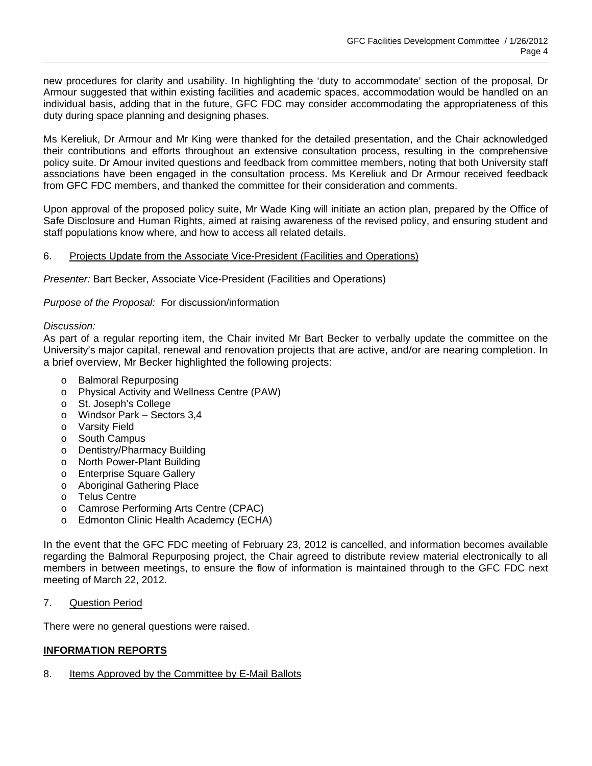new procedures for clarity and usability. In highlighting the 'duty to accommodate' section of the proposal, Dr Armour suggested that within existing facilities and academic spaces, accommodation would be handled on an individual basis, adding that in the future, GFC FDC may consider accommodating the appropriateness of this duty during space planning and designing phases.

Ms Kereliuk, Dr Armour and Mr King were thanked for the detailed presentation, and the Chair acknowledged their contributions and efforts throughout an extensive consultation process, resulting in the comprehensive policy suite. Dr Amour invited questions and feedback from committee members, noting that both University staff associations have been engaged in the consultation process. Ms Kereliuk and Dr Armour received feedback from GFC FDC members, and thanked the committee for their consideration and comments.

Upon approval of the proposed policy suite, Mr Wade King will initiate an action plan, prepared by the Office of Safe Disclosure and Human Rights, aimed at raising awareness of the revised policy, and ensuring student and staff populations know where, and how to access all related details.

6. Projects Update from the Associate Vice-President (Facilities and Operations)

*Presenter:* Bart Becker, Associate Vice-President (Facilities and Operations)

*Purpose of the Proposal:* For discussion/information

*Discussion:*
As part of a regular reporting item, the Chair invited Mr Bart Becker to verbally update the committee on the University's major capital, renewal and renovation projects that are active, and/or are nearing completion. In a brief overview, Mr Becker highlighted the following projects:

- Balmoral Repurposing
- Physical Activity and Wellness Centre (PAW)
- St. Joseph's College
- Windsor Park – Sectors 3,4
- Varsity Field
- South Campus
- Dentistry/Pharmacy Building
- North Power-Plant Building
- Enterprise Square Gallery
- Aboriginal Gathering Place
- Telus Centre
- Camrose Performing Arts Centre (CPAC)
- Edmonton Clinic Health Academcy (ECHA)

In the event that the GFC FDC meeting of February 23, 2012 is cancelled, and information becomes available regarding the Balmoral Repurposing project, the Chair agreed to distribute review material electronically to all members in between meetings, to ensure the flow of information is maintained through to the GFC FDC next meeting of March 22, 2012.

7. Question Period

There were no general questions were raised.

**INFORMATION REPORTS**

8. Items Approved by the Committee by E-Mail Ballots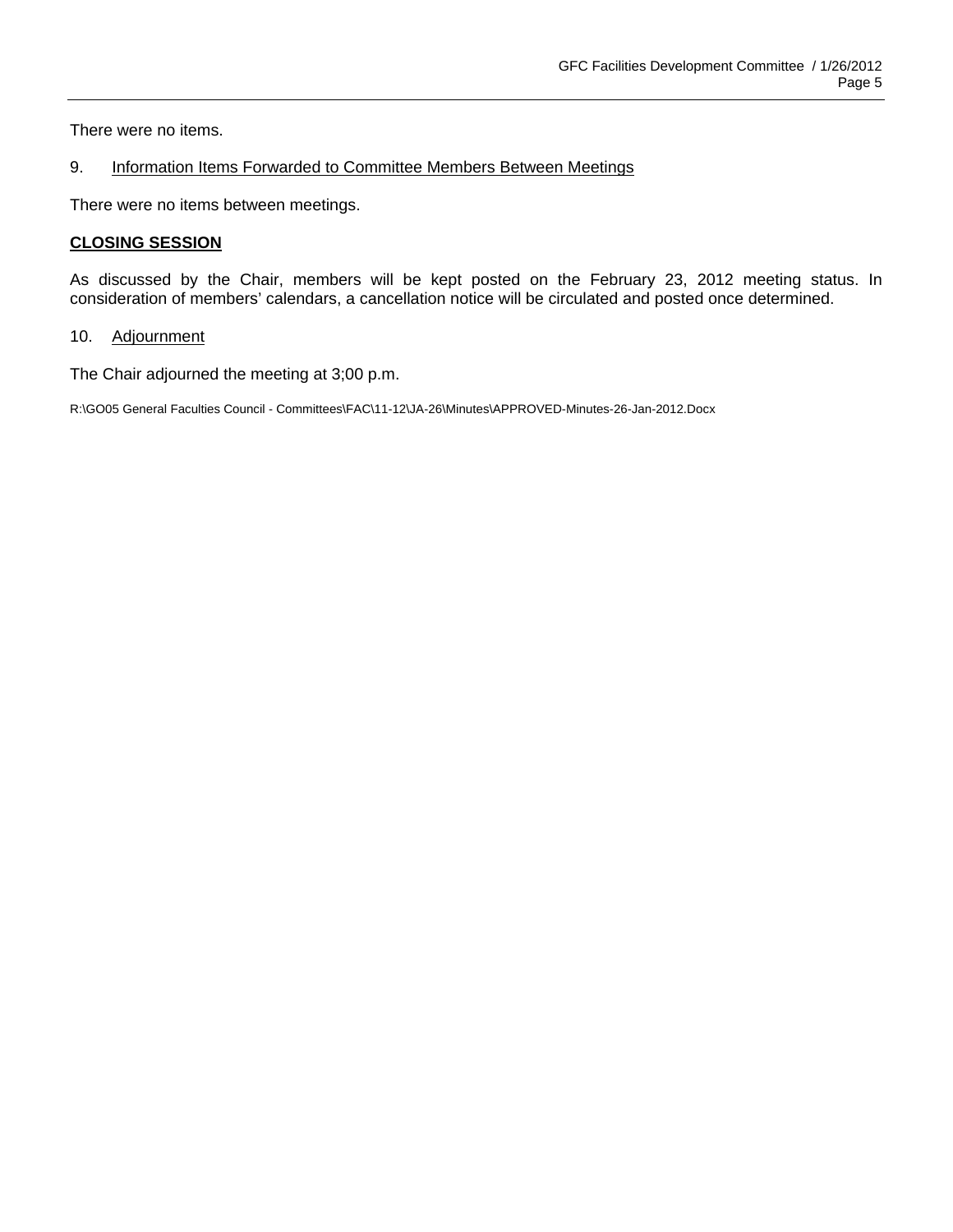There were no items.

9. Information Items Forwarded to Committee Members Between Meetings

There were no items between meetings.

**CLOSING SESSION**

As discussed by the Chair, members will be kept posted on the February 23, 2012 meeting status. In consideration of members' calendars, a cancellation notice will be circulated and posted once determined.

10. Adjournment

The Chair adjourned the meeting at 3;00 p.m.

R:\GO05 General Faculties Council - Committees\FAC\11-12\JA-26\Minutes\APPROVED-Minutes-26-Jan-2012.Docx